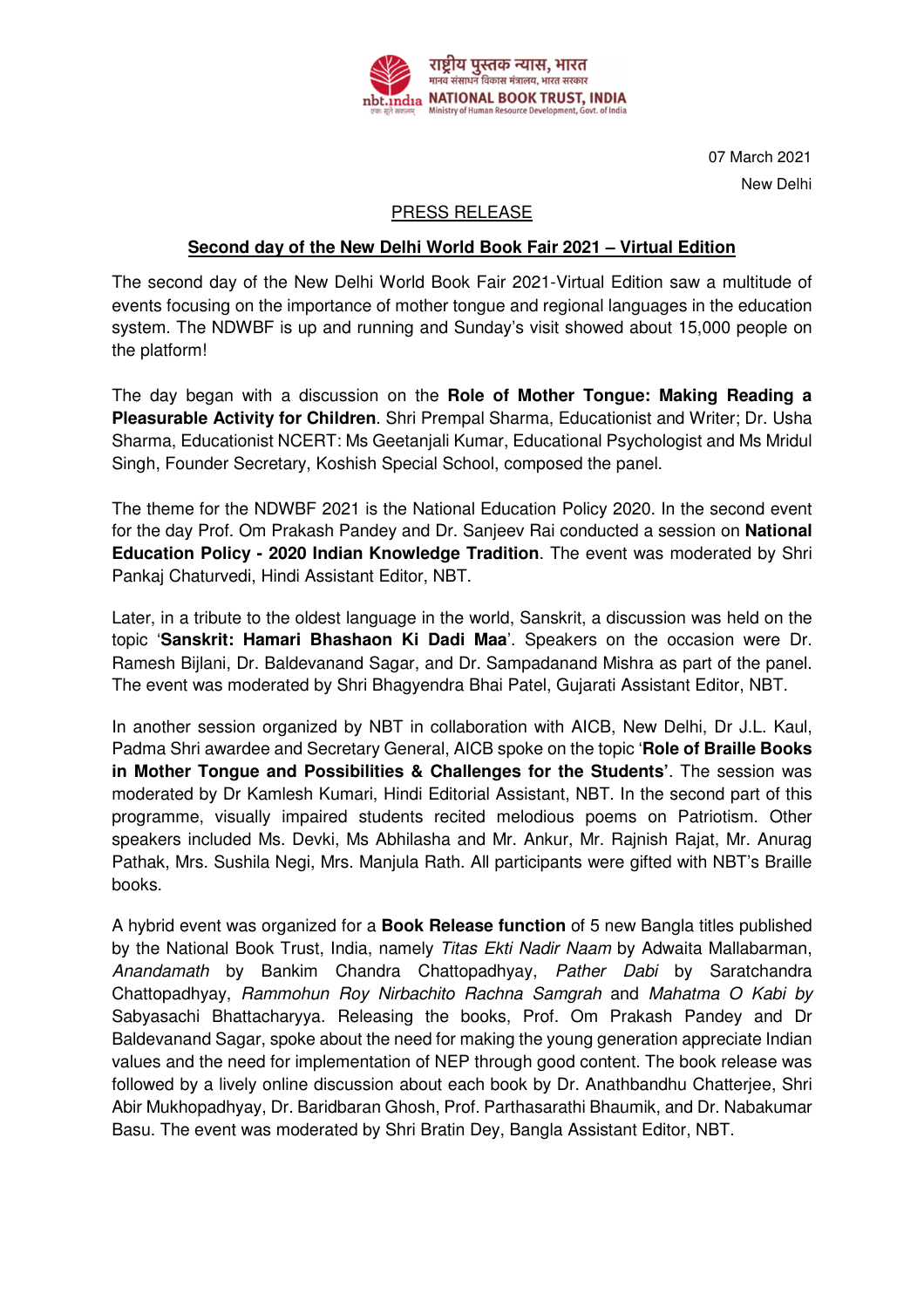राष्ट्रीय पुस्तक न्यास, भारत
मानव संसाधन विकास मंत्रालय, भारत सरकार
NATIONAL BOOK TRUST, INDIA
Ministry of Human Resource Development, Govt. of India

07 March 2021
New Delhi

PRESS RELEASE

## Second day of the New Delhi World Book Fair 2021 – Virtual Edition

The second day of the New Delhi World Book Fair 2021-Virtual Edition saw a multitude of events focusing on the importance of mother tongue and regional languages in the education system. The NDWBF is up and running and Sunday's visit showed about 15,000 people on the platform!

The day began with a discussion on the **Role of Mother Tongue: Making Reading a Pleasurable Activity for Children**. Shri Prempal Sharma, Educationist and Writer; Dr. Usha Sharma, Educationist NCERT: Ms Geetanjali Kumar, Educational Psychologist and Ms Mridul Singh, Founder Secretary, Koshish Special School, composed the panel.

The theme for the NDWBF 2021 is the National Education Policy 2020. In the second event for the day Prof. Om Prakash Pandey and Dr. Sanjeev Rai conducted a session on **National Education Policy - 2020 Indian Knowledge Tradition**. The event was moderated by Shri Pankaj Chaturvedi, Hindi Assistant Editor, NBT.

Later, in a tribute to the oldest language in the world, Sanskrit, a discussion was held on the topic '**Sanskrit: Hamari Bhashaon Ki Dadi Maa**'. Speakers on the occasion were Dr. Ramesh Bijlani, Dr. Baldevanand Sagar, and Dr. Sampadanand Mishra as part of the panel. The event was moderated by Shri Bhagyendra Bhai Patel, Gujarati Assistant Editor, NBT.

In another session organized by NBT in collaboration with AICB, New Delhi, Dr J.L. Kaul, Padma Shri awardee and Secretary General, AICB spoke on the topic '**Role of Braille Books in Mother Tongue and Possibilities & Challenges for the Students'**. The session was moderated by Dr Kamlesh Kumari, Hindi Editorial Assistant, NBT. In the second part of this programme, visually impaired students recited melodious poems on Patriotism. Other speakers included Ms. Devki, Ms Abhilasha and Mr. Ankur, Mr. Rajnish Rajat, Mr. Anurag Pathak, Mrs. Sushila Negi, Mrs. Manjula Rath. All participants were gifted with NBT's Braille books.

A hybrid event was organized for a **Book Release function** of 5 new Bangla titles published by the National Book Trust, India, namely *Titas Ekti Nadir Naam* by Adwaita Mallabarman, *Anandamath* by Bankim Chandra Chattopadhyay, *Pather Dabi* by Saratchandra Chattopadhyay, *Rammohun Roy Nirbachito Rachna Samgrah* and *Mahatma O Kabi by* Sabyasachi Bhattacharyya. Releasing the books, Prof. Om Prakash Pandey and Dr Baldevanand Sagar, spoke about the need for making the young generation appreciate Indian values and the need for implementation of NEP through good content. The book release was followed by a lively online discussion about each book by Dr. Anathbandhu Chatterjee, Shri Abir Mukhopadhyay, Dr. Baridbaran Ghosh, Prof. Parthasarathi Bhaumik, and Dr. Nabakumar Basu. The event was moderated by Shri Bratin Dey, Bangla Assistant Editor, NBT.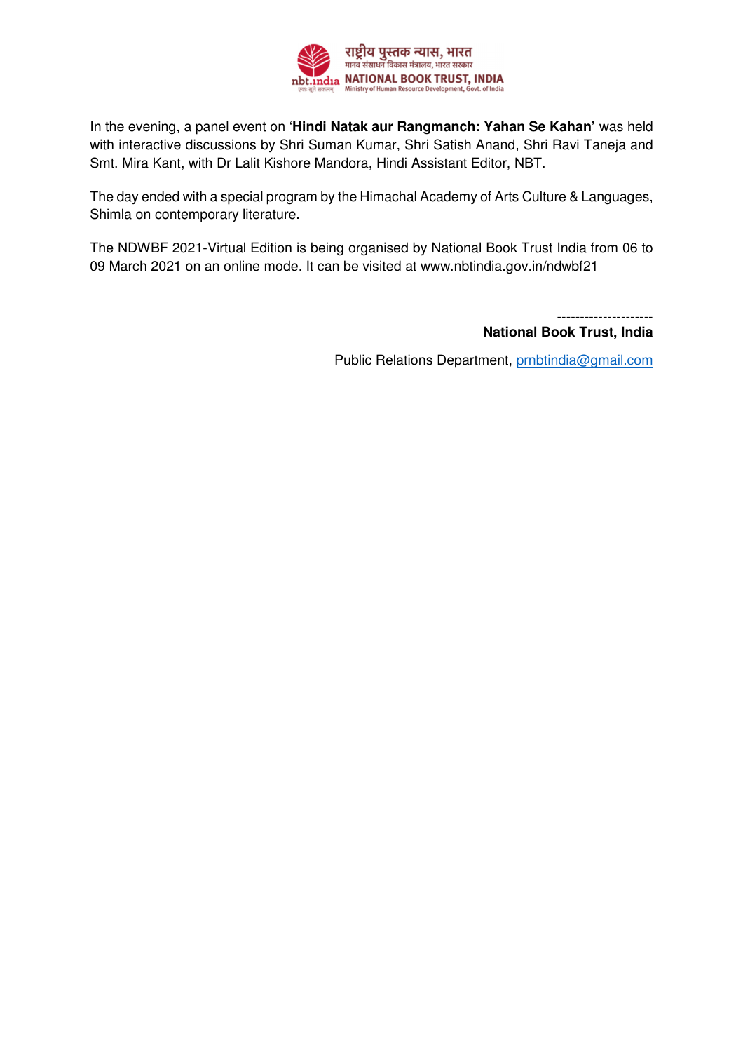In the evening, a panel event on '**Hindi Natak aur Rangmanch: Yahan Se Kahan'** was held with interactive discussions by Shri Suman Kumar, Shri Satish Anand, Shri Ravi Taneja and Smt. Mira Kant, with Dr Lalit Kishore Mandora, Hindi Assistant Editor, NBT.

The day ended with a special program by the Himachal Academy of Arts Culture & Languages, Shimla on contemporary literature.

The NDWBF 2021-Virtual Edition is being organised by National Book Trust India from 06 to 09 March 2021 on an online mode. It can be visited at www.nbtindia.gov.in/ndwbf21

---------------------

**National Book Trust, India**

Public Relations Department, prnbtindia@gmail.com